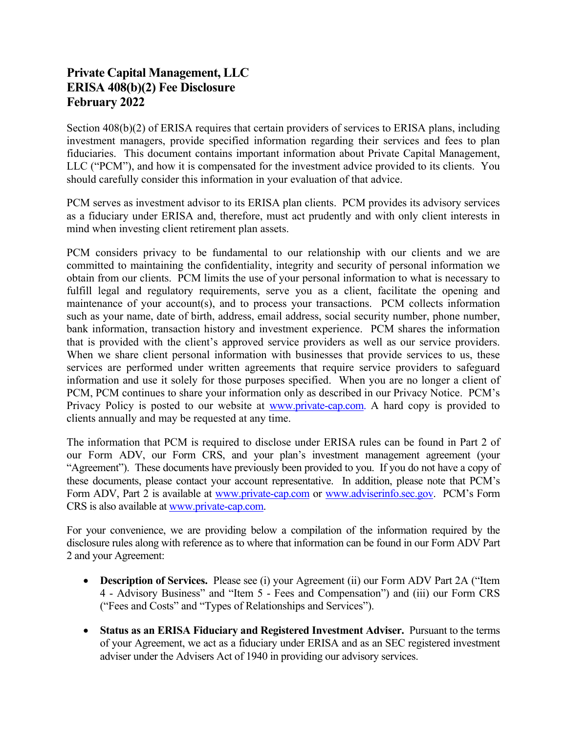# Private Capital Management, LLC
# ERISA 408(b)(2) Fee Disclosure
# February 2022

Section 408(b)(2) of ERISA requires that certain providers of services to ERISA plans, including investment managers, provide specified information regarding their services and fees to plan fiduciaries. This document contains important information about Private Capital Management, LLC ("PCM"), and how it is compensated for the investment advice provided to its clients. You should carefully consider this information in your evaluation of that advice.

PCM serves as investment advisor to its ERISA plan clients. PCM provides its advisory services as a fiduciary under ERISA and, therefore, must act prudently and with only client interests in mind when investing client retirement plan assets.

PCM considers privacy to be fundamental to our relationship with our clients and we are committed to maintaining the confidentiality, integrity and security of personal information we obtain from our clients. PCM limits the use of your personal information to what is necessary to fulfill legal and regulatory requirements, serve you as a client, facilitate the opening and maintenance of your account(s), and to process your transactions. PCM collects information such as your name, date of birth, address, email address, social security number, phone number, bank information, transaction history and investment experience. PCM shares the information that is provided with the client's approved service providers as well as our service providers. When we share client personal information with businesses that provide services to us, these services are performed under written agreements that require service providers to safeguard information and use it solely for those purposes specified. When you are no longer a client of PCM, PCM continues to share your information only as described in our Privacy Notice. PCM's Privacy Policy is posted to our website at [www.private-cap.com](http://www.private-cap.com). A hard copy is provided to clients annually and may be requested at any time.

The information that PCM is required to disclose under ERISA rules can be found in Part 2 of our Form ADV, our Form CRS, and your plan's investment management agreement (your "Agreement"). These documents have previously been provided to you. If you do not have a copy of these documents, please contact your account representative. In addition, please note that PCM's Form ADV, Part 2 is available at [www.private-cap.com](http://www.private-cap.com) or [www.adviserinfo.sec.gov](http://www.adviserinfo.sec.gov). PCM's Form CRS is also available at [www.private-cap.com](http://www.private-cap.com).

For your convenience, we are providing below a compilation of the information required by the disclosure rules along with reference as to where that information can be found in our Form ADV Part 2 and your Agreement:

- **Description of Services.** Please see (i) your Agreement (ii) our Form ADV Part 2A ("Item 4 - Advisory Business" and "Item 5 - Fees and Compensation") and (iii) our Form CRS ("Fees and Costs" and "Types of Relationships and Services").

- **Status as an ERISA Fiduciary and Registered Investment Adviser.** Pursuant to the terms of your Agreement, we act as a fiduciary under ERISA and as an SEC registered investment adviser under the Advisers Act of 1940 in providing our advisory services.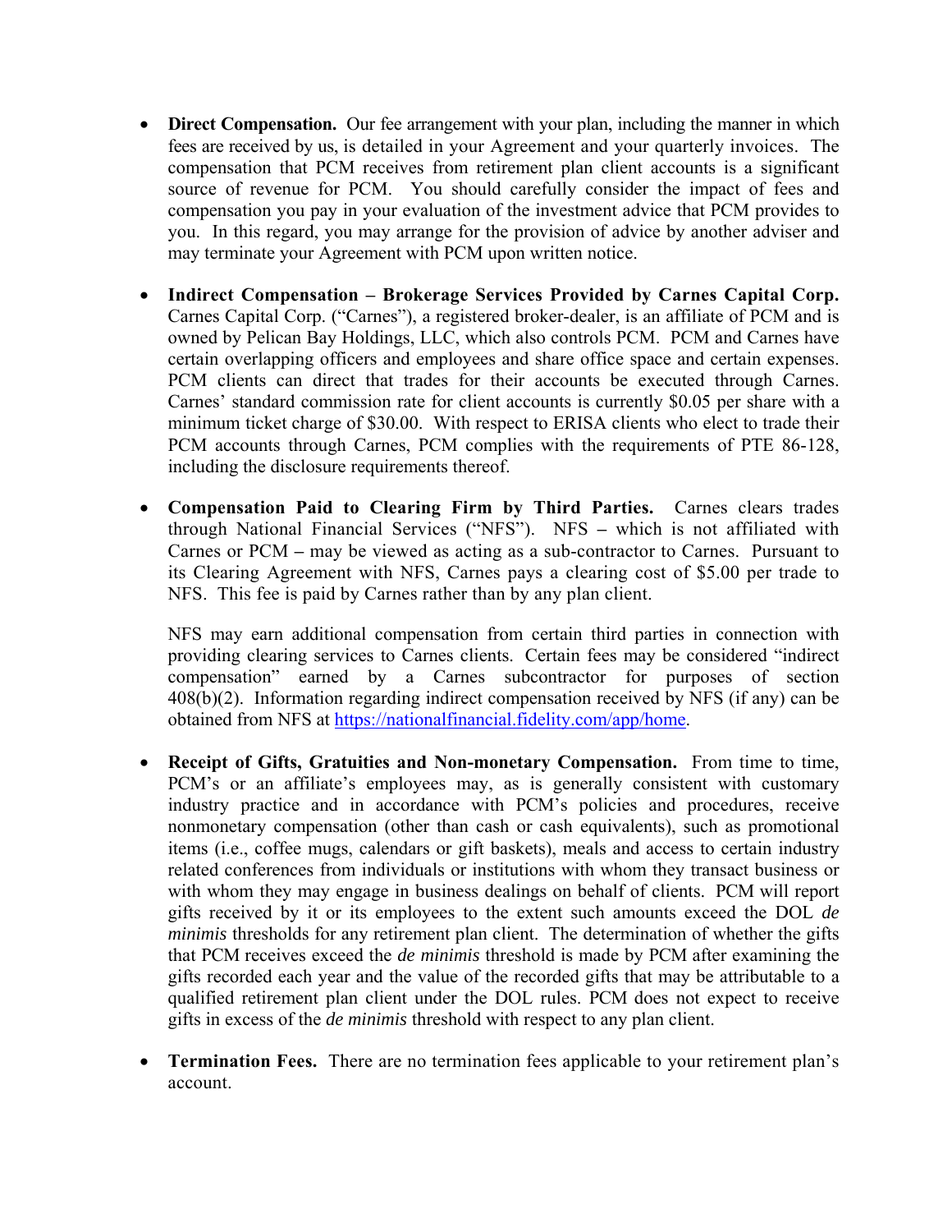- **Direct Compensation.** Our fee arrangement with your plan, including the manner in which fees are received by us, is detailed in your Agreement and your quarterly invoices. The compensation that PCM receives from retirement plan client accounts is a significant source of revenue for PCM. You should carefully consider the impact of fees and compensation you pay in your evaluation of the investment advice that PCM provides to you. In this regard, you may arrange for the provision of advice by another adviser and may terminate your Agreement with PCM upon written notice.

- **Indirect Compensation – Brokerage Services Provided by Carnes Capital Corp.** Carnes Capital Corp. ("Carnes"), a registered broker-dealer, is an affiliate of PCM and is owned by Pelican Bay Holdings, LLC, which also controls PCM. PCM and Carnes have certain overlapping officers and employees and share office space and certain expenses. PCM clients can direct that trades for their accounts be executed through Carnes. Carnes' standard commission rate for client accounts is currently $0.05 per share with a minimum ticket charge of $30.00. With respect to ERISA clients who elect to trade their PCM accounts through Carnes, PCM complies with the requirements of PTE 86-128, including the disclosure requirements thereof.

- **Compensation Paid to Clearing Firm by Third Parties.** Carnes clears trades through National Financial Services ("NFS"). NFS – which is not affiliated with Carnes or PCM – may be viewed as acting as a sub-contractor to Carnes. Pursuant to its Clearing Agreement with NFS, Carnes pays a clearing cost of $5.00 per trade to NFS. This fee is paid by Carnes rather than by any plan client.

  NFS may earn additional compensation from certain third parties in connection with providing clearing services to Carnes clients. Certain fees may be considered "indirect compensation" earned by a Carnes subcontractor for purposes of section 408(b)(2). Information regarding indirect compensation received by NFS (if any) can be obtained from NFS at https://nationalfinancial.fidelity.com/app/home.

- **Receipt of Gifts, Gratuities and Non-monetary Compensation.** From time to time, PCM's or an affiliate's employees may, as is generally consistent with customary industry practice and in accordance with PCM's policies and procedures, receive nonmonetary compensation (other than cash or cash equivalents), such as promotional items (i.e., coffee mugs, calendars or gift baskets), meals and access to certain industry related conferences from individuals or institutions with whom they transact business or with whom they may engage in business dealings on behalf of clients. PCM will report gifts received by it or its employees to the extent such amounts exceed the DOL *de minimis* thresholds for any retirement plan client. The determination of whether the gifts that PCM receives exceed the *de minimis* threshold is made by PCM after examining the gifts recorded each year and the value of the recorded gifts that may be attributable to a qualified retirement plan client under the DOL rules. PCM does not expect to receive gifts in excess of the *de minimis* threshold with respect to any plan client.

- **Termination Fees.** There are no termination fees applicable to your retirement plan's account.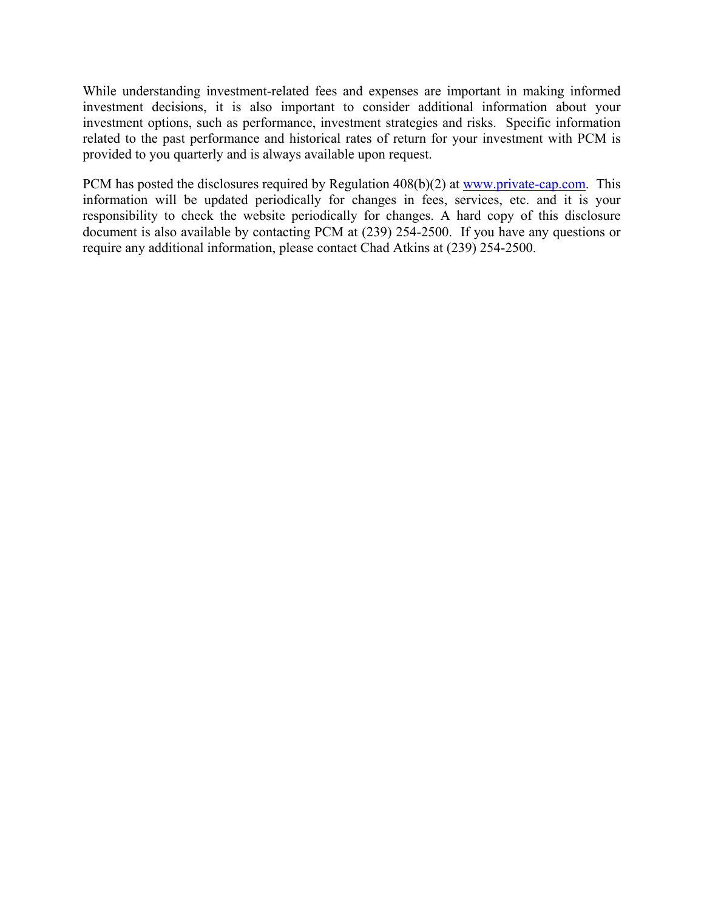While understanding investment-related fees and expenses are important in making informed investment decisions, it is also important to consider additional information about your investment options, such as performance, investment strategies and risks. Specific information related to the past performance and historical rates of return for your investment with PCM is provided to you quarterly and is always available upon request.

PCM has posted the disclosures required by Regulation 408(b)(2) at www.private-cap.com. This information will be updated periodically for changes in fees, services, etc. and it is your responsibility to check the website periodically for changes. A hard copy of this disclosure document is also available by contacting PCM at (239) 254-2500. If you have any questions or require any additional information, please contact Chad Atkins at (239) 254-2500.